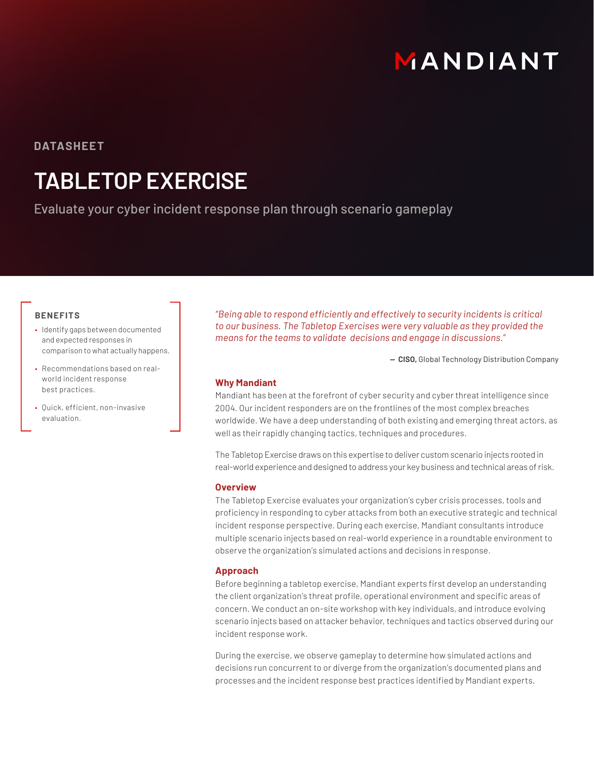MANDIANT

DATASHEET

# TABLETOP EXERCISE

Evaluate your cyber incident response plan through scenario gameplay

**BENEFITS**

- Identify gaps between documented and expected responses in comparison to what actually happens.
- Recommendations based on real-world incident response best practices.
- Quick, efficient, non-invasive evaluation.

*"Being able to respond efficiently and effectively to security incidents is critical to our business. The Tabletop Exercises were very valuable as they provided the means for the teams to validate decisions and engage in discussions."*

— **CISO,** Global Technology Distribution Company

### Why Mandiant

Mandiant has been at the forefront of cyber security and cyber threat intelligence since 2004. Our incident responders are on the frontlines of the most complex breaches worldwide. We have a deep understanding of both existing and emerging threat actors, as well as their rapidly changing tactics, techniques and procedures.

The Tabletop Exercise draws on this expertise to deliver custom scenario injects rooted in real-world experience and designed to address your key business and technical areas of risk.

### Overview

The Tabletop Exercise evaluates your organization's cyber crisis processes, tools and proficiency in responding to cyber attacks from both an executive strategic and technical incident response perspective. During each exercise, Mandiant consultants introduce multiple scenario injects based on real-world experience in a roundtable environment to observe the organization's simulated actions and decisions in response.

### Approach

Before beginning a tabletop exercise, Mandiant experts first develop an understanding the client organization's threat profile, operational environment and specific areas of concern. We conduct an on-site workshop with key individuals, and introduce evolving scenario injects based on attacker behavior, techniques and tactics observed during our incident response work.

During the exercise, we observe gameplay to determine how simulated actions and decisions run concurrent to or diverge from the organization's documented plans and processes and the incident response best practices identified by Mandiant experts.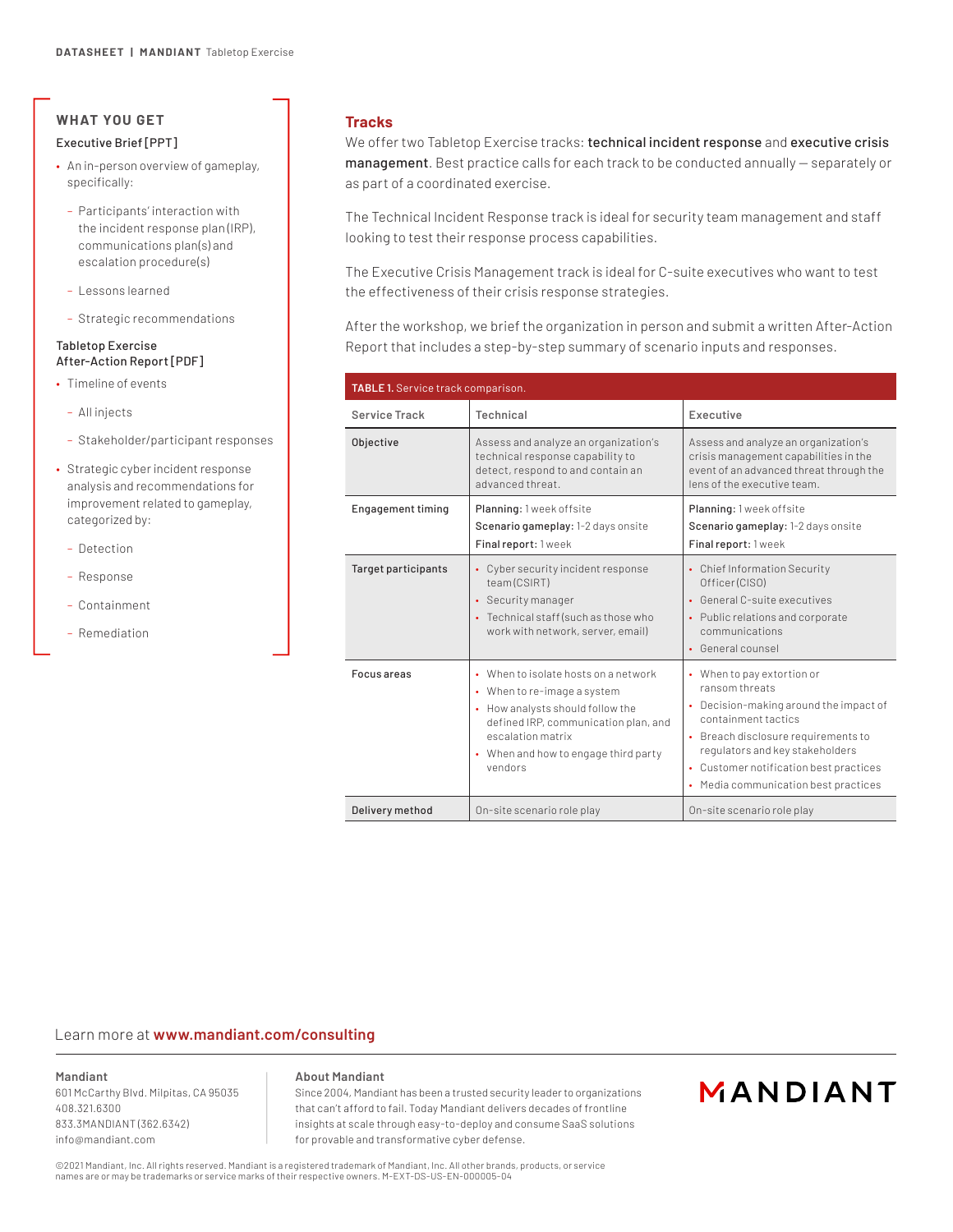## WHAT YOU GET

**Executive Brief [PPT]**

- An in-person overview of gameplay, specifically:
  - Participants' interaction with the incident response plan (IRP), communications plan(s) and escalation procedure(s)
  - Lessons learned
  - Strategic recommendations

**Tabletop Exercise After-Action Report [PDF]**

- Timeline of events
  - All injects
  - Stakeholder/participant responses
- Strategic cyber incident response analysis and recommendations for improvement related to gameplay, categorized by:
  - Detection
  - Response
  - Containment
  - Remediation

## Tracks

We offer two Tabletop Exercise tracks: **technical incident response** and **executive crisis management**. Best practice calls for each track to be conducted annually — separately or as part of a coordinated exercise.

The Technical Incident Response track is ideal for security team management and staff looking to test their response process capabilities.

The Executive Crisis Management track is ideal for C-suite executives who want to test the effectiveness of their crisis response strategies.

After the workshop, we brief the organization in person and submit a written After-Action Report that includes a step-by-step summary of scenario inputs and responses.

**TABLE 1.** Service track comparison.

| Service Track | Technical | Executive |
|---|---|---|
| Objective | Assess and analyze an organization's technical response capability to detect, respond to and contain an advanced threat. | Assess and analyze an organization's crisis management capabilities in the event of an advanced threat through the lens of the executive team. |
| Engagement timing | **Planning:** 1 week offsite<br>**Scenario gameplay:** 1-2 days onsite<br>**Final report:** 1 week | **Planning:** 1 week offsite<br>**Scenario gameplay:** 1-2 days onsite<br>**Final report:** 1 week |
| Target participants | • Cyber security incident response team (CSIRT)<br>• Security manager<br>• Technical staff (such as those who work with network, server, email) | • Chief Information Security Officer (CISO)<br>• General C-suite executives<br>• Public relations and corporate communications<br>• General counsel |
| Focus areas | • When to isolate hosts on a network<br>• When to re-image a system<br>• How analysts should follow the defined IRP, communication plan, and escalation matrix<br>• When and how to engage third party vendors | • When to pay extortion or ransom threats<br>• Decision-making around the impact of containment tactics<br>• Breach disclosure requirements to regulators and key stakeholders<br>• Customer notification best practices<br>• Media communication best practices |
| Delivery method | On-site scenario role play | On-site scenario role play |

Learn more at **www.mandiant.com/consulting**

**Mandiant**
601 McCarthy Blvd. Milpitas, CA 95035
408.321.6300
833.3MANDIANT (362.6342)
info@mandiant.com

**About Mandiant**
Since 2004, Mandiant has been a trusted security leader to organizations that can't afford to fail. Today Mandiant delivers decades of frontline insights at scale through easy-to-deploy and consume SaaS solutions for provable and transformative cyber defense.

MANDIANT

©2021 Mandiant, Inc. All rights reserved. Mandiant is a registered trademark of Mandiant, Inc. All other brands, products, or service names are or may be trademarks or service marks of their respective owners. M-EXT-DS-US-EN-000005-04